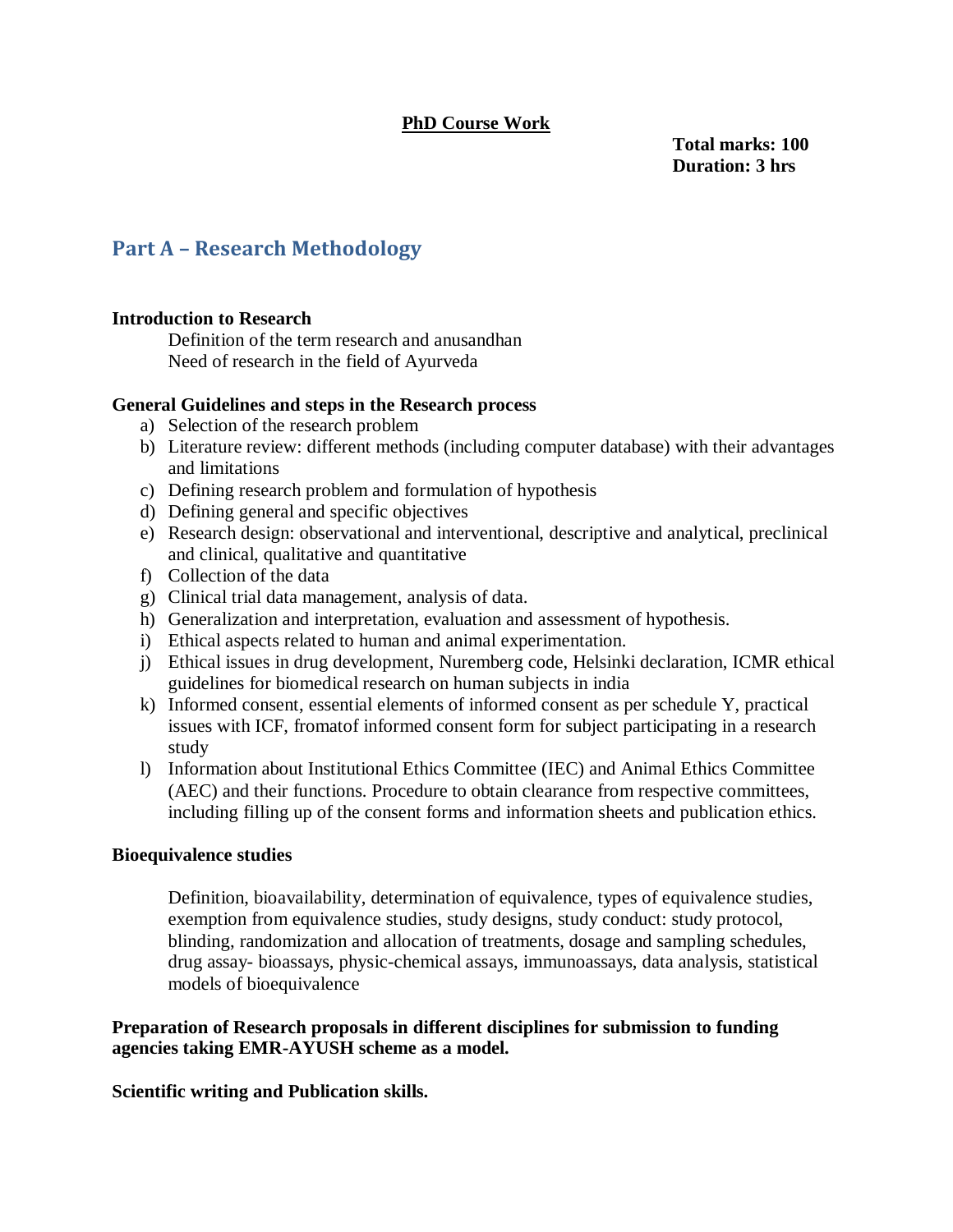**PhD Course Work**

**Total marks: 100**
**Duration: 3 hrs**

## Part A – Research Methodology

**Introduction to Research**

Definition of the term research and anusandhan
Need of research in the field of Ayurveda

**General Guidelines and steps in the Research process**

a) Selection of the research problem
b) Literature review: different methods (including computer database) with their advantages and limitations
c) Defining research problem and formulation of hypothesis
d) Defining general and specific objectives
e) Research design: observational and interventional, descriptive and analytical, preclinical and clinical, qualitative and quantitative
f) Collection of the data
g) Clinical trial data management, analysis of data.
h) Generalization and interpretation, evaluation and assessment of hypothesis.
i) Ethical aspects related to human and animal experimentation.
j) Ethical issues in drug development, Nuremberg code, Helsinki declaration, ICMR ethical guidelines for biomedical research on human subjects in india
k) Informed consent, essential elements of informed consent as per schedule Y, practical issues with ICF, fromatof informed consent form for subject participating in a research study
l) Information about Institutional Ethics Committee (IEC) and Animal Ethics Committee (AEC) and their functions. Procedure to obtain clearance from respective committees, including filling up of the consent forms and information sheets and publication ethics.

**Bioequivalence studies**

Definition, bioavailability, determination of equivalence, types of equivalence studies, exemption from equivalence studies, study designs, study conduct: study protocol, blinding, randomization and allocation of treatments, dosage and sampling schedules, drug assay- bioassays, physic-chemical assays, immunoassays, data analysis, statistical models of bioequivalence

**Preparation of Research proposals in different disciplines for submission to funding agencies taking EMR-AYUSH scheme as a model.**

**Scientific writing and Publication skills.**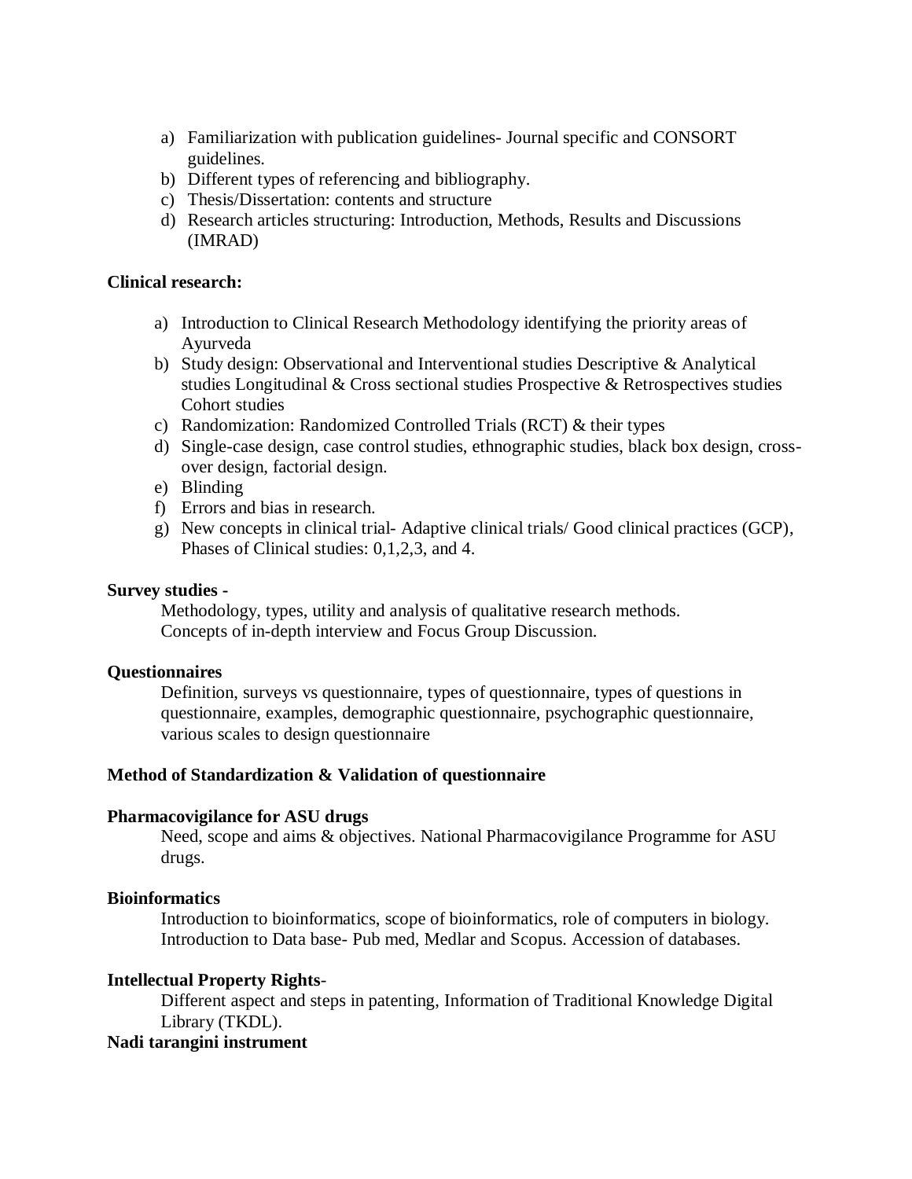a) Familiarization with publication guidelines- Journal specific and CONSORT guidelines.
b) Different types of referencing and bibliography.
c) Thesis/Dissertation: contents and structure
d) Research articles structuring: Introduction, Methods, Results and Discussions (IMRAD)

**Clinical research:**

a) Introduction to Clinical Research Methodology identifying the priority areas of Ayurveda
b) Study design: Observational and Interventional studies Descriptive & Analytical studies Longitudinal & Cross sectional studies Prospective & Retrospectives studies Cohort studies
c) Randomization: Randomized Controlled Trials (RCT) & their types
d) Single-case design, case control studies, ethnographic studies, black box design, cross-over design, factorial design.
e) Blinding
f) Errors and bias in research.
g) New concepts in clinical trial- Adaptive clinical trials/ Good clinical practices (GCP), Phases of Clinical studies: 0,1,2,3, and 4.

**Survey studies** -

Methodology, types, utility and analysis of qualitative research methods. Concepts of in-depth interview and Focus Group Discussion.

**Questionnaires**

Definition, surveys vs questionnaire, types of questionnaire, types of questions in questionnaire, examples, demographic questionnaire, psychographic questionnaire, various scales to design questionnaire

**Method of Standardization & Validation of questionnaire**

**Pharmacovigilance for ASU drugs**

Need, scope and aims & objectives. National Pharmacovigilance Programme for ASU drugs.

**Bioinformatics**

Introduction to bioinformatics, scope of bioinformatics, role of computers in biology. Introduction to Data base- Pub med, Medlar and Scopus. Accession of databases.

**Intellectual Property Rights**-

Different aspect and steps in patenting, Information of Traditional Knowledge Digital Library (TKDL).

**Nadi tarangini instrument**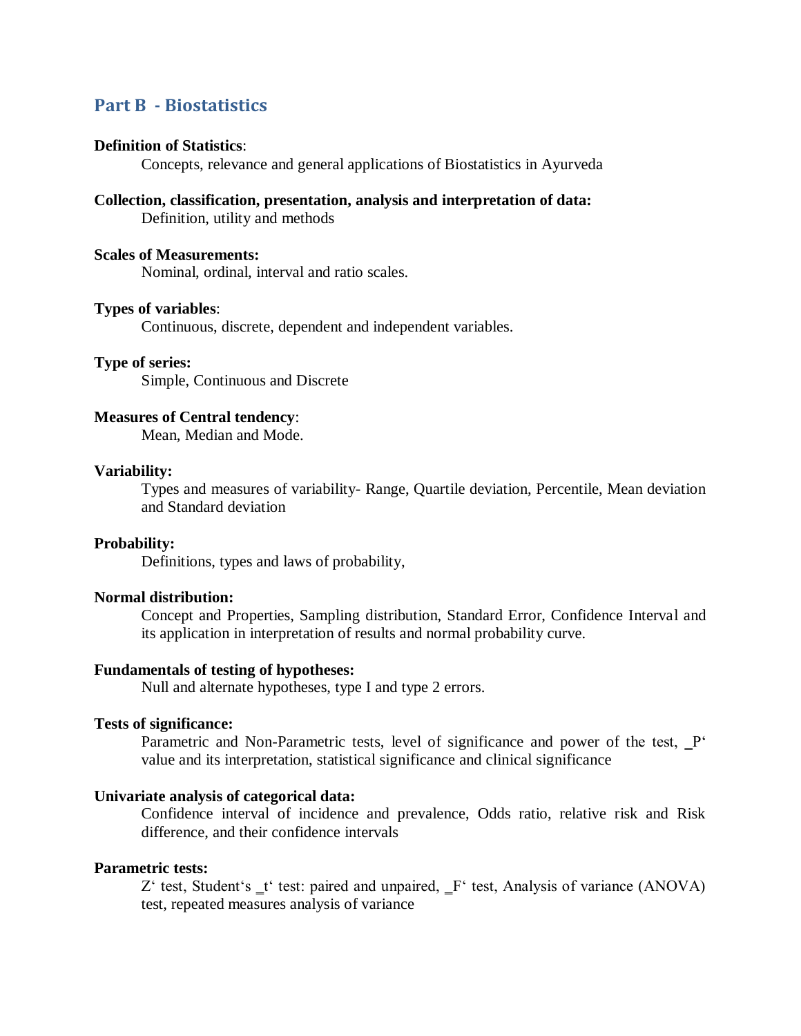## Part B - Biostatistics

**Definition of Statistics**:

Concepts, relevance and general applications of Biostatistics in Ayurveda

**Collection, classification, presentation, analysis and interpretation of data:**

Definition, utility and methods

**Scales of Measurements:**

Nominal, ordinal, interval and ratio scales.

**Types of variables**:

Continuous, discrete, dependent and independent variables.

**Type of series:**

Simple, Continuous and Discrete

**Measures of Central tendency**:

Mean, Median and Mode.

**Variability:**

Types and measures of variability- Range, Quartile deviation, Percentile, Mean deviation and Standard deviation

**Probability:**

Definitions, types and laws of probability,

**Normal distribution:**

Concept and Properties, Sampling distribution, Standard Error, Confidence Interval and its application in interpretation of results and normal probability curve.

**Fundamentals of testing of hypotheses:**

Null and alternate hypotheses, type I and type 2 errors.

**Tests of significance:**

Parametric and Non-Parametric tests, level of significance and power of the test, _P‘ value and its interpretation, statistical significance and clinical significance

**Univariate analysis of categorical data:**

Confidence interval of incidence and prevalence, Odds ratio, relative risk and Risk difference, and their confidence intervals

**Parametric tests:**

Z‘ test, Student‘s _t‘ test: paired and unpaired, _F‘ test, Analysis of variance (ANOVA) test, repeated measures analysis of variance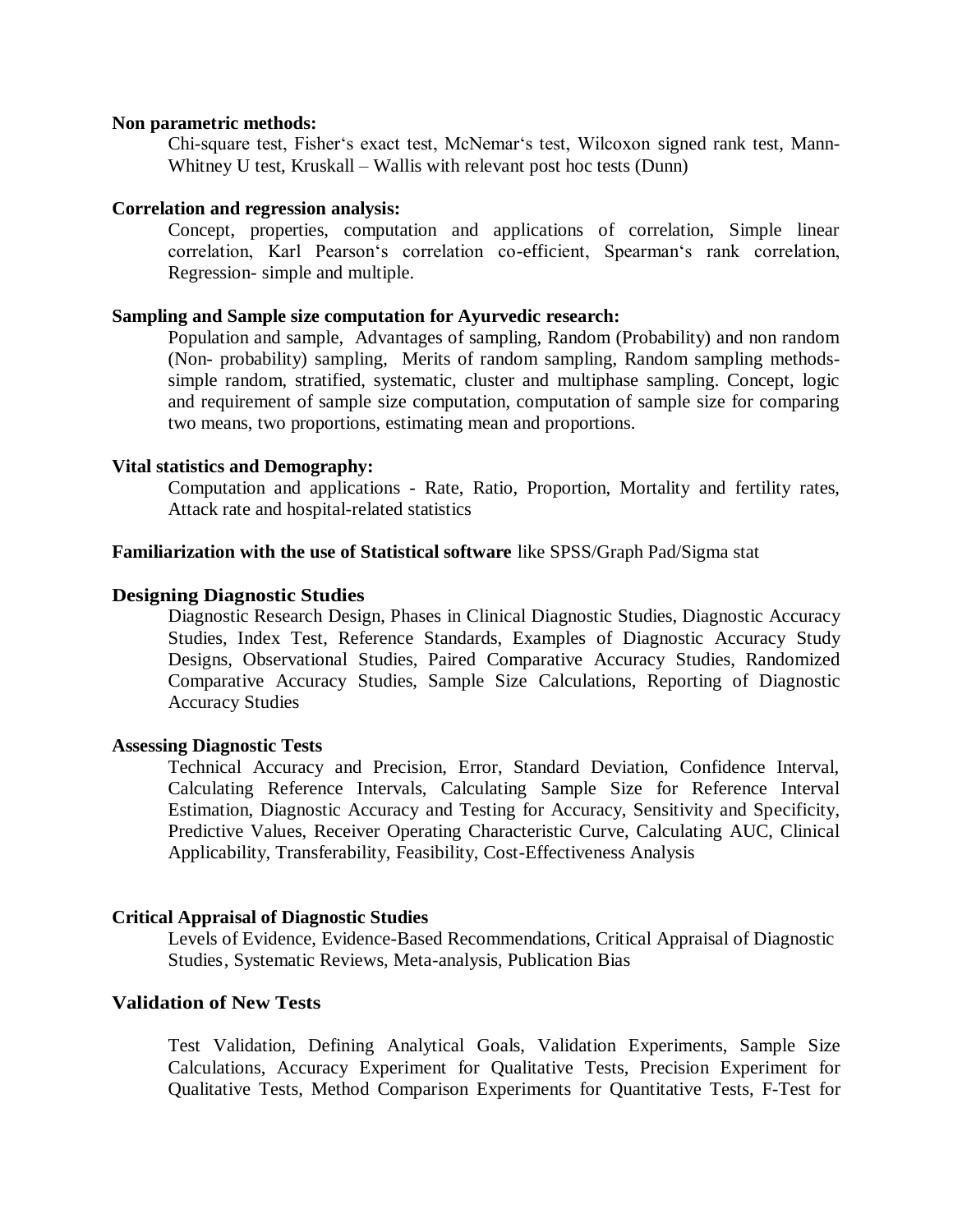**Non parametric methods:**

Chi-square test, Fisher‘s exact test, McNemar‘s test, Wilcoxon signed rank test, Mann-Whitney U test, Kruskall – Wallis with relevant post hoc tests (Dunn)

**Correlation and regression analysis:**

Concept, properties, computation and applications of correlation, Simple linear correlation, Karl Pearson‘s correlation co-efficient, Spearman‘s rank correlation, Regression- simple and multiple.

**Sampling and Sample size computation for Ayurvedic research:**

Population and sample, Advantages of sampling, Random (Probability) and non random (Non- probability) sampling, Merits of random sampling, Random sampling methods- simple random, stratified, systematic, cluster and multiphase sampling. Concept, logic and requirement of sample size computation, computation of sample size for comparing two means, two proportions, estimating mean and proportions.

**Vital statistics and Demography:**

Computation and applications - Rate, Ratio, Proportion, Mortality and fertility rates, Attack rate and hospital-related statistics

**Familiarization with the use of Statistical software** like SPSS/Graph Pad/Sigma stat

**Designing Diagnostic Studies**

Diagnostic Research Design, Phases in Clinical Diagnostic Studies, Diagnostic Accuracy Studies, Index Test, Reference Standards, Examples of Diagnostic Accuracy Study Designs, Observational Studies, Paired Comparative Accuracy Studies, Randomized Comparative Accuracy Studies, Sample Size Calculations, Reporting of Diagnostic Accuracy Studies

**Assessing Diagnostic Tests**

Technical Accuracy and Precision, Error, Standard Deviation, Confidence Interval, Calculating Reference Intervals, Calculating Sample Size for Reference Interval Estimation, Diagnostic Accuracy and Testing for Accuracy, Sensitivity and Specificity, Predictive Values, Receiver Operating Characteristic Curve, Calculating AUC, Clinical Applicability, Transferability, Feasibility, Cost-Effectiveness Analysis

**Critical Appraisal of Diagnostic Studies**

Levels of Evidence, Evidence-Based Recommendations, Critical Appraisal of Diagnostic Studies, Systematic Reviews, Meta-analysis, Publication Bias

**Validation of New Tests**

Test Validation, Defining Analytical Goals, Validation Experiments, Sample Size Calculations, Accuracy Experiment for Qualitative Tests, Precision Experiment for Qualitative Tests, Method Comparison Experiments for Quantitative Tests, F-Test for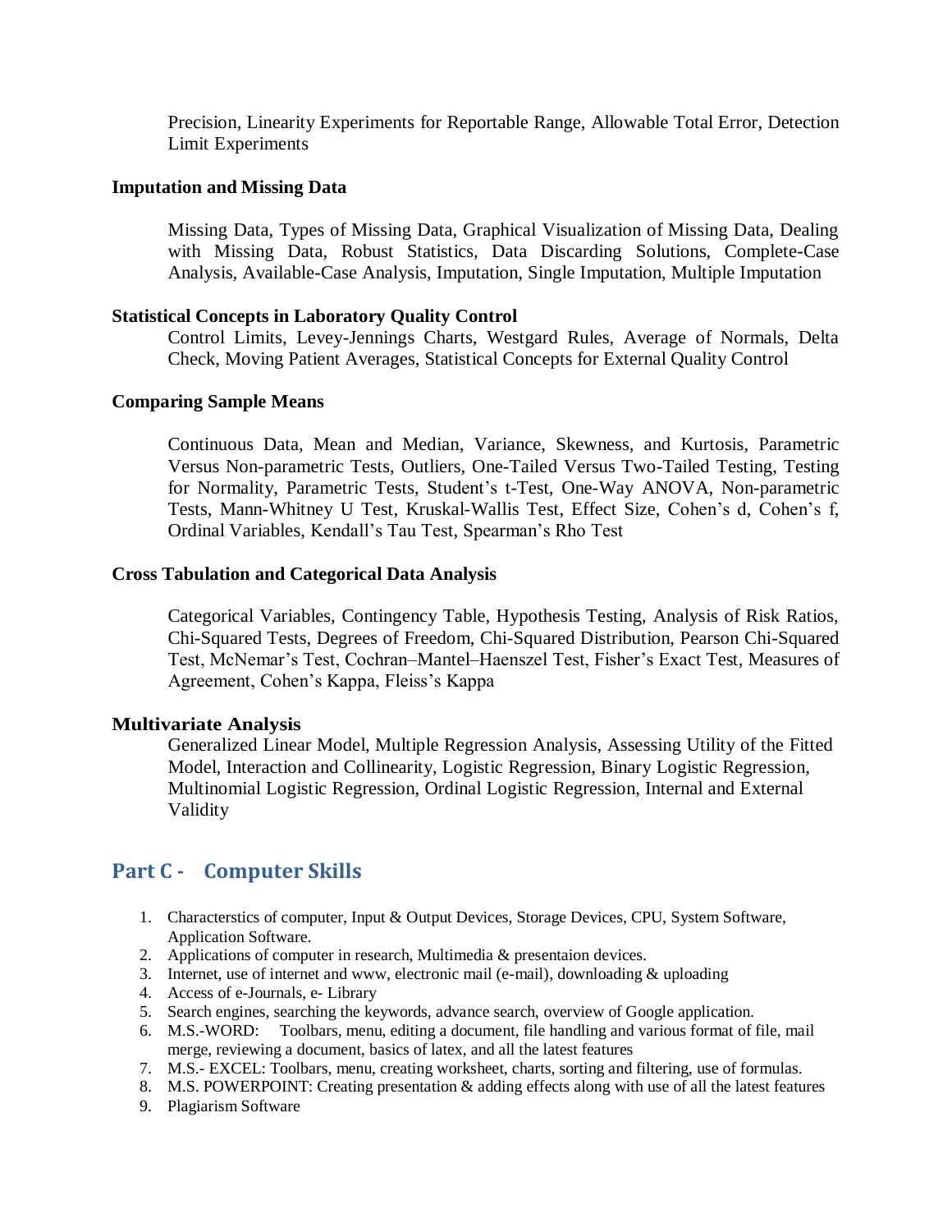Precision, Linearity Experiments for Reportable Range, Allowable Total Error, Detection Limit Experiments

**Imputation and Missing Data**

Missing Data, Types of Missing Data, Graphical Visualization of Missing Data, Dealing with Missing Data, Robust Statistics, Data Discarding Solutions, Complete-Case Analysis, Available-Case Analysis, Imputation, Single Imputation, Multiple Imputation

**Statistical Concepts in Laboratory Quality Control**

Control Limits, Levey-Jennings Charts, Westgard Rules, Average of Normals, Delta Check, Moving Patient Averages, Statistical Concepts for External Quality Control

**Comparing Sample Means**

Continuous Data, Mean and Median, Variance, Skewness, and Kurtosis, Parametric Versus Non-parametric Tests, Outliers, One-Tailed Versus Two-Tailed Testing, Testing for Normality, Parametric Tests, Student's t-Test, One-Way ANOVA, Non-parametric Tests, Mann-Whitney U Test, Kruskal-Wallis Test, Effect Size, Cohen's d, Cohen's f, Ordinal Variables, Kendall's Tau Test, Spearman's Rho Test

**Cross Tabulation and Categorical Data Analysis**

Categorical Variables, Contingency Table, Hypothesis Testing, Analysis of Risk Ratios, Chi-Squared Tests, Degrees of Freedom, Chi-Squared Distribution, Pearson Chi-Squared Test, McNemar's Test, Cochran–Mantel–Haenszel Test, Fisher's Exact Test, Measures of Agreement, Cohen's Kappa, Fleiss's Kappa

**Multivariate Analysis**

Generalized Linear Model, Multiple Regression Analysis, Assessing Utility of the Fitted Model, Interaction and Collinearity, Logistic Regression, Binary Logistic Regression, Multinomial Logistic Regression, Ordinal Logistic Regression, Internal and External Validity

## Part C - Computer Skills

1. Characterstics of computer, Input & Output Devices, Storage Devices, CPU, System Software, Application Software.
2. Applications of computer in research, Multimedia & presentaion devices.
3. Internet, use of internet and www, electronic mail (e-mail), downloading & uploading
4. Access of e-Journals, e- Library
5. Search engines, searching the keywords, advance search, overview of Google application.
6. M.S.-WORD: Toolbars, menu, editing a document, file handling and various format of file, mail merge, reviewing a document, basics of latex, and all the latest features
7. M.S.- EXCEL: Toolbars, menu, creating worksheet, charts, sorting and filtering, use of formulas.
8. M.S. POWERPOINT: Creating presentation & adding effects along with use of all the latest features
9. Plagiarism Software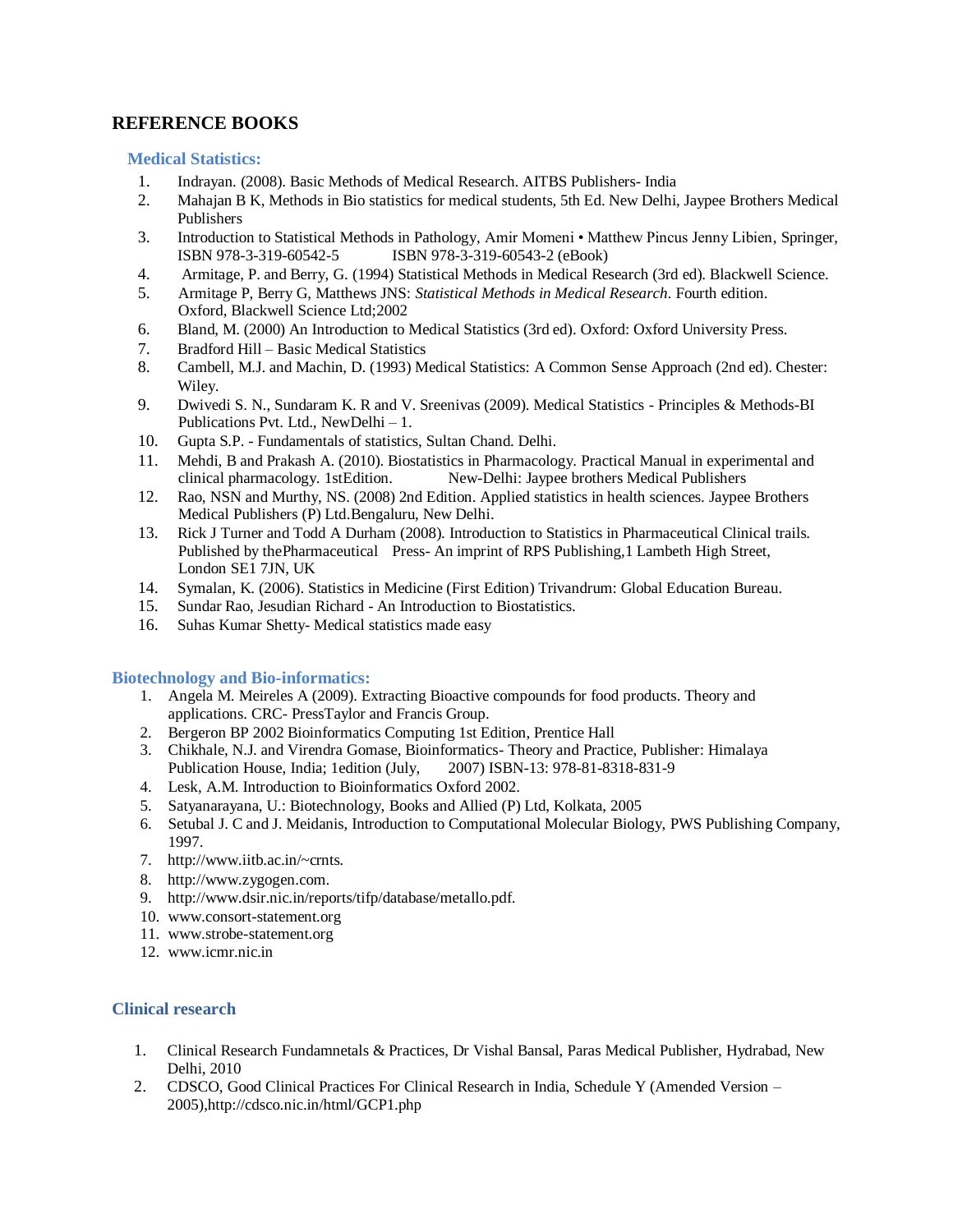## REFERENCE BOOKS

### Medical Statistics:

1. Indrayan. (2008). Basic Methods of Medical Research. AITBS Publishers- India
2. Mahajan B K, Methods in Bio statistics for medical students, 5th Ed. New Delhi, Jaypee Brothers Medical Publishers
3. Introduction to Statistical Methods in Pathology, Amir Momeni • Matthew Pincus Jenny Libien, Springer, ISBN 978-3-319-60542-5 ISBN 978-3-319-60543-2 (eBook)
4. Armitage, P. and Berry, G. (1994) Statistical Methods in Medical Research (3rd ed). Blackwell Science.
5. Armitage P, Berry G, Matthews JNS: *Statistical Methods in Medical Research*. Fourth edition. Oxford, Blackwell Science Ltd;2002
6. Bland, M. (2000) An Introduction to Medical Statistics (3rd ed). Oxford: Oxford University Press.
7. Bradford Hill – Basic Medical Statistics
8. Cambell, M.J. and Machin, D. (1993) Medical Statistics: A Common Sense Approach (2nd ed). Chester: Wiley.
9. Dwivedi S. N., Sundaram K. R and V. Sreenivas (2009). Medical Statistics - Principles & Methods-BI Publications Pvt. Ltd., NewDelhi – 1.
10. Gupta S.P. - Fundamentals of statistics, Sultan Chand. Delhi.
11. Mehdi, B and Prakash A. (2010). Biostatistics in Pharmacology. Practical Manual in experimental and clinical pharmacology. 1stEdition. New-Delhi: Jaypee brothers Medical Publishers
12. Rao, NSN and Murthy, NS. (2008) 2nd Edition. Applied statistics in health sciences. Jaypee Brothers Medical Publishers (P) Ltd.Bengaluru, New Delhi.
13. Rick J Turner and Todd A Durham (2008). Introduction to Statistics in Pharmaceutical Clinical trails. Published by thePharmaceutical Press- An imprint of RPS Publishing,1 Lambeth High Street, London SE1 7JN, UK
14. Symalan, K. (2006). Statistics in Medicine (First Edition) Trivandrum: Global Education Bureau.
15. Sundar Rao, Jesudian Richard - An Introduction to Biostatistics.
16. Suhas Kumar Shetty- Medical statistics made easy

### Biotechnology and Bio-informatics:

1. Angela M. Meireles A (2009). Extracting Bioactive compounds for food products. Theory and applications. CRC- PressTaylor and Francis Group.
2. Bergeron BP 2002 Bioinformatics Computing 1st Edition, Prentice Hall
3. Chikhale, N.J. and Virendra Gomase, Bioinformatics- Theory and Practice, Publisher: Himalaya Publication House, India; 1edition (July, 2007) ISBN-13: 978-81-8318-831-9
4. Lesk, A.M. Introduction to Bioinformatics Oxford 2002.
5. Satyanarayana, U.: Biotechnology, Books and Allied (P) Ltd, Kolkata, 2005
6. Setubal J. C and J. Meidanis, Introduction to Computational Molecular Biology, PWS Publishing Company, 1997.
7. http://www.iitb.ac.in/~crnts.
8. http://www.zygogen.com.
9. http://www.dsir.nic.in/reports/tifp/database/metallo.pdf.
10. www.consort-statement.org
11. www.strobe-statement.org
12. www.icmr.nic.in

### Clinical research

1. Clinical Research Fundamnetals & Practices, Dr Vishal Bansal, Paras Medical Publisher, Hydrabad, New Delhi, 2010
2. CDSCO, Good Clinical Practices For Clinical Research in India, Schedule Y (Amended Version – 2005),http://cdsco.nic.in/html/GCP1.php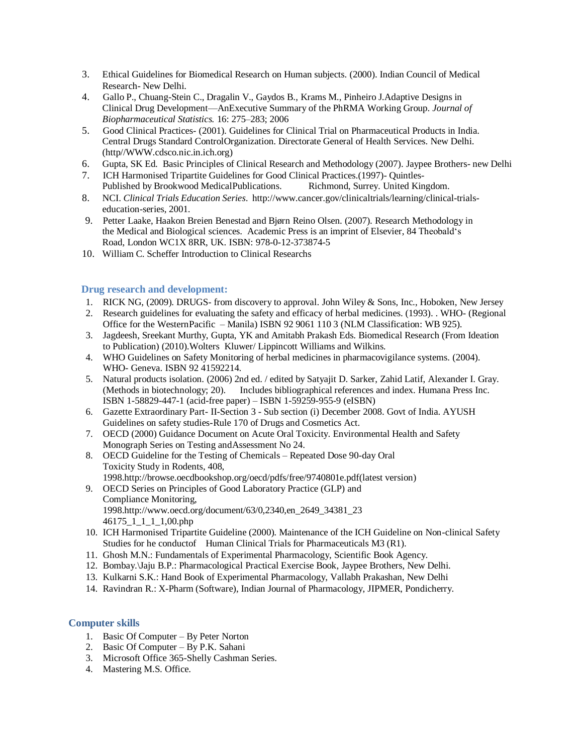3. Ethical Guidelines for Biomedical Research on Human subjects. (2000). Indian Council of Medical Research- New Delhi.
4. Gallo P., Chuang-Stein C., Dragalin V., Gaydos B., Krams M., Pinheiro J.Adaptive Designs in Clinical Drug Development—AnExecutive Summary of the PhRMA Working Group. *Journal of Biopharmaceutical Statistics.* 16: 275–283; 2006
5. Good Clinical Practices- (2001). Guidelines for Clinical Trial on Pharmaceutical Products in India. Central Drugs Standard ControlOrganization. Directorate General of Health Services. New Delhi. (http//WWW.cdsco.nic.in.ich.org)
6. Gupta, SK Ed. Basic Principles of Clinical Research and Methodology (2007). Jaypee Brothers- new Delhi
7. ICH Harmonised Tripartite Guidelines for Good Clinical Practices.(1997)- Quintles- Published by Brookwood MedicalPublications. Richmond, Surrey. United Kingdom.
8. NCI. *Clinical Trials Education Series*. http://www.cancer.gov/clinicaltrials/learning/clinical-trials-education-series, 2001.
9. Petter Laake, Haakon Breien Benestad and Bjørn Reino Olsen. (2007). Research Methodology in the Medical and Biological sciences. Academic Press is an imprint of Elsevier, 84 Theobald's Road, London WC1X 8RR, UK. ISBN: 978-0-12-373874-5
10. William C. Scheffer Introduction to Clinical Researchs

### Drug research and development:

1. RICK NG, (2009). DRUGS- from discovery to approval. John Wiley & Sons, Inc., Hoboken, New Jersey
2. Research guidelines for evaluating the safety and efficacy of herbal medicines. (1993). . WHO- (Regional Office for the WesternPacific – Manila) ISBN 92 9061 110 3 (NLM Classification: WB 925).
3. Jagdeesh, Sreekant Murthy, Gupta, YK and Amitabh Prakash Eds. Biomedical Research (From Ideation to Publication) (2010).Wolters Kluwer/ Lippincott Williams and Wilkins.
4. WHO Guidelines on Safety Monitoring of herbal medicines in pharmacovigilance systems. (2004). WHO- Geneva. ISBN 92 41592214.
5. Natural products isolation. (2006) 2nd ed. / edited by Satyajit D. Sarker, Zahid Latif, Alexander I. Gray. (Methods in biotechnology; 20). Includes bibliographical references and index. Humana Press Inc. ISBN 1-58829-447-1 (acid-free paper) – ISBN 1-59259-955-9 (eISBN)
6. Gazette Extraordinary Part- II-Section 3 - Sub section (i) December 2008. Govt of India. AYUSH Guidelines on safety studies-Rule 170 of Drugs and Cosmetics Act.
7. OECD (2000) Guidance Document on Acute Oral Toxicity. Environmental Health and Safety Monograph Series on Testing andAssessment No 24.
8. OECD Guideline for the Testing of Chemicals – Repeated Dose 90-day Oral Toxicity Study in Rodents, 408, 1998.http://browse.oecdbookshop.org/oecd/pdfs/free/9740801e.pdf(latest version)
9. OECD Series on Principles of Good Laboratory Practice (GLP) and Compliance Monitoring, 1998.http://www.oecd.org/document/63/0,2340,en_2649_34381_23 46175_1_1_1_1,00.php
10. ICH Harmonised Tripartite Guideline (2000). Maintenance of the ICH Guideline on Non-clinical Safety Studies for he conductof Human Clinical Trials for Pharmaceuticals M3 (R1).
11. Ghosh M.N.: Fundamentals of Experimental Pharmacology, Scientific Book Agency.
12. Bombay.\Jaju B.P.: Pharmacological Practical Exercise Book, Jaypee Brothers, New Delhi.
13. Kulkarni S.K.: Hand Book of Experimental Pharmacology, Vallabh Prakashan, New Delhi
14. Ravindran R.: X-Pharm (Software), Indian Journal of Pharmacology, JIPMER, Pondicherry.

### Computer skills

1. Basic Of Computer – By Peter Norton
2. Basic Of Computer – By P.K. Sahani
3. Microsoft Office 365-Shelly Cashman Series.
4. Mastering M.S. Office.